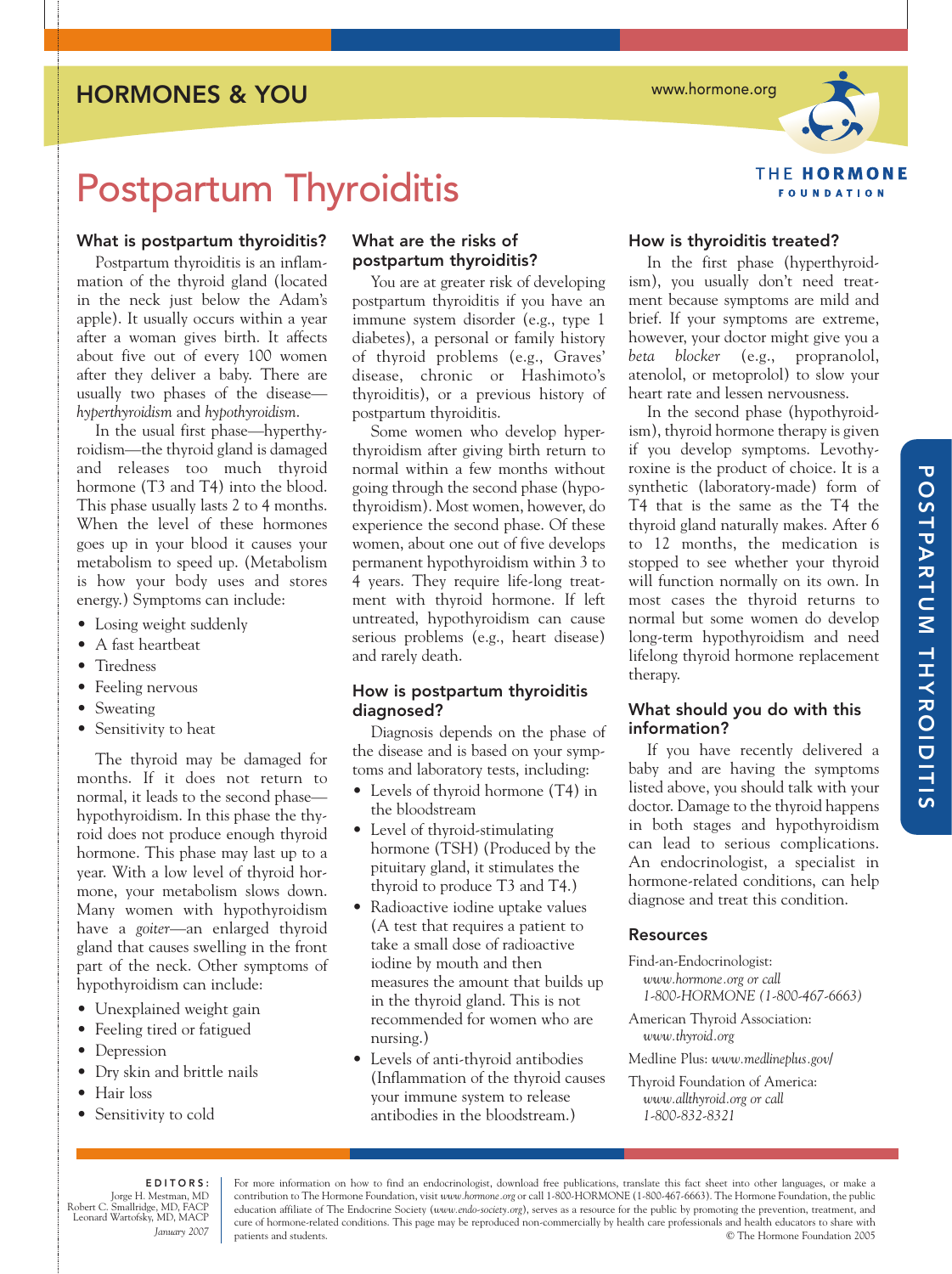HORMONES & YOU

www.hormone.org

THE HORMONE FOUNDATION

# Postpartum Thyroiditis

## What is postpartum thyroiditis?

Postpartum thyroiditis is an inflammation of the thyroid gland (located in the neck just below the Adam's apple). It usually occurs within a year after a woman gives birth. It affects about five out of every 100 women after they deliver a baby. There are usually two phases of the disease—*hyperthyroidism* and *hypothyroidism*.

In the usual first phase—hyperthyroidism—the thyroid gland is damaged and releases too much thyroid hormone (T3 and T4) into the blood. This phase usually lasts 2 to 4 months. When the level of these hormones goes up in your blood it causes your metabolism to speed up. (Metabolism is how your body uses and stores energy.) Symptoms can include:

- Losing weight suddenly
- A fast heartbeat
- Tiredness
- Feeling nervous
- Sweating
- Sensitivity to heat

The thyroid may be damaged for months. If it does not return to normal, it leads to the second phase—hypothyroidism. In this phase the thyroid does not produce enough thyroid hormone. This phase may last up to a year. With a low level of thyroid hormone, your metabolism slows down. Many women with hypothyroidism have a *goiter*—an enlarged thyroid gland that causes swelling in the front part of the neck. Other symptoms of hypothyroidism can include:

- Unexplained weight gain
- Feeling tired or fatigued
- Depression
- Dry skin and brittle nails
- Hair loss
- Sensitivity to cold

## What are the risks of postpartum thyroiditis?

You are at greater risk of developing postpartum thyroiditis if you have an immune system disorder (e.g., type 1 diabetes), a personal or family history of thyroid problems (e.g., Graves' disease, chronic or Hashimoto's thyroiditis), or a previous history of postpartum thyroiditis.

Some women who develop hyperthyroidism after giving birth return to normal within a few months without going through the second phase (hypothyroidism). Most women, however, do experience the second phase. Of these women, about one out of five develops permanent hypothyroidism within 3 to 4 years. They require life-long treatment with thyroid hormone. If left untreated, hypothyroidism can cause serious problems (e.g., heart disease) and rarely death.

## How is postpartum thyroiditis diagnosed?

Diagnosis depends on the phase of the disease and is based on your symptoms and laboratory tests, including:

- Levels of thyroid hormone (T4) in the bloodstream
- Level of thyroid-stimulating hormone (TSH) (Produced by the pituitary gland, it stimulates the thyroid to produce T3 and T4.)
- Radioactive iodine uptake values (A test that requires a patient to take a small dose of radioactive iodine by mouth and then measures the amount that builds up in the thyroid gland. This is not recommended for women who are nursing.)
- Levels of anti-thyroid antibodies (Inflammation of the thyroid causes your immune system to release antibodies in the bloodstream.)

## How is thyroiditis treated?

In the first phase (hyperthyroidism), you usually don't need treatment because symptoms are mild and brief. If your symptoms are extreme, however, your doctor might give you a *beta blocker* (e.g., propranolol, atenolol, or metoprolol) to slow your heart rate and lessen nervousness.

In the second phase (hypothyroidism), thyroid hormone therapy is given if you develop symptoms. Levothyroxine is the product of choice. It is a synthetic (laboratory-made) form of T4 that is the same as the T4 the thyroid gland naturally makes. After 6 to 12 months, the medication is stopped to see whether your thyroid will function normally on its own. In most cases the thyroid returns to normal but some women do develop long-term hypothyroidism and need lifelong thyroid hormone replacement therapy.

## What should you do with this information?

If you have recently delivered a baby and are having the symptoms listed above, you should talk with your doctor. Damage to the thyroid happens in both stages and hypothyroidism can lead to serious complications. An endocrinologist, a specialist in hormone-related conditions, can help diagnose and treat this condition.

## Resources

Find-an-Endocrinologist:
*www.hormone.org or call 1-800-HORMONE (1-800-467-6663)*

American Thyroid Association:
*www.thyroid.org*

Medline Plus: *www.medlineplus.gov/*

Thyroid Foundation of America:
*www.allthyroid.org or call 1-800-832-8321*

**EDITORS:**
Jorge H. Mestman, MD
Robert C. Smallridge, MD, FACP
Leonard Wartofsky, MD, MACP
*January 2007*

For more information on how to find an endocrinologist, download free publications, translate this fact sheet into other languages, or make a contribution to The Hormone Foundation, visit *www.hormone.org* or call 1-800-HORMONE (1-800-467-6663). The Hormone Foundation, the public education affiliate of The Endocrine Society (*www.endo-society.org*), serves as a resource for the public by promoting the prevention, treatment, and cure of hormone-related conditions. This page may be reproduced non-commercially by health care professionals and health educators to share with patients and students.

© The Hormone Foundation 2005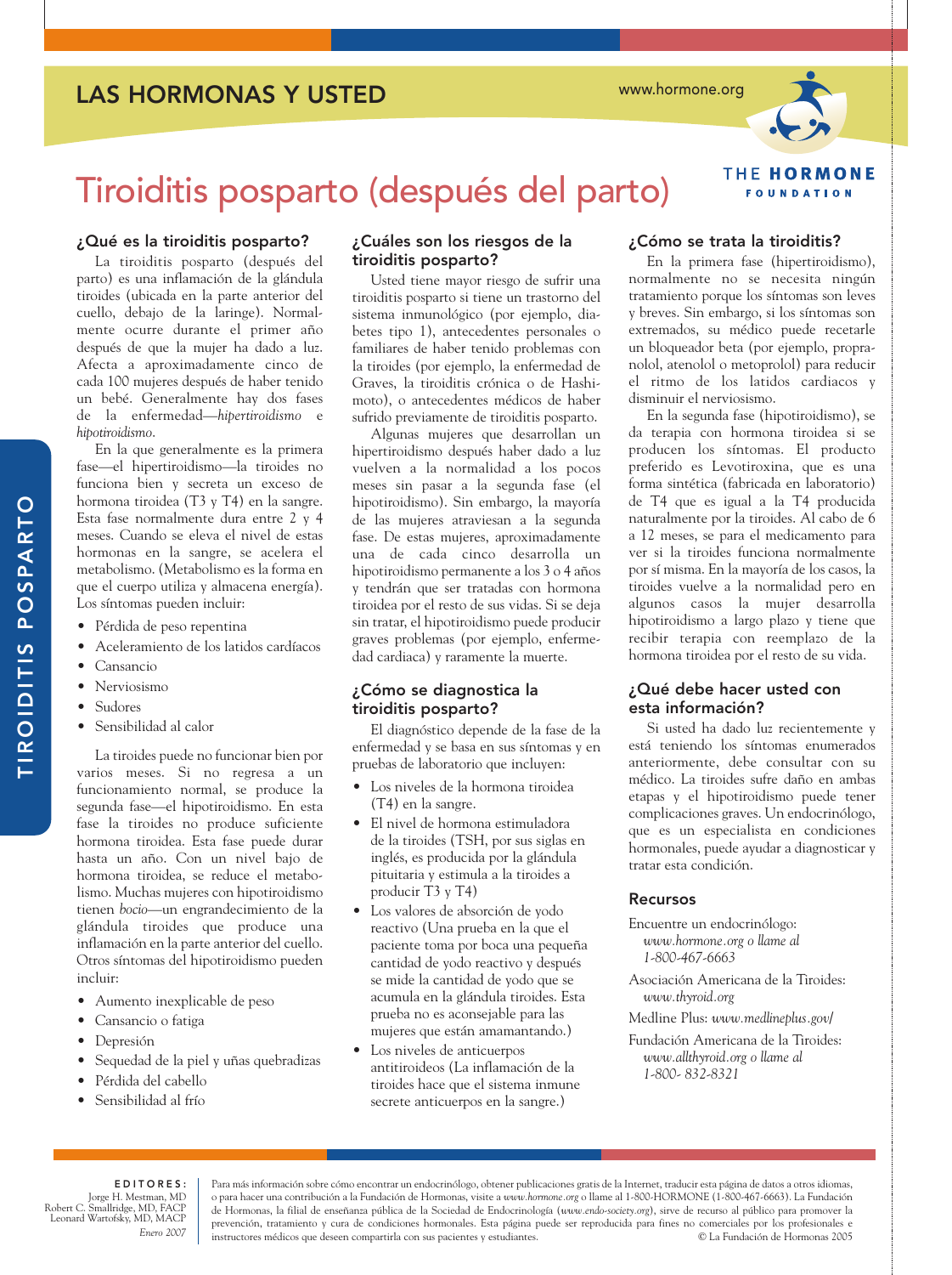LAS HORMONAS Y USTED

www.hormone.org

THE HORMONE FOUNDATION

# Tiroiditis posparto (después del parto)

## ¿Qué es la tiroiditis posparto?

La tiroiditis posparto (después del parto) es una inflamación de la glándula tiroides (ubicada en la parte anterior del cuello, debajo de la laringe). Normalmente ocurre durante el primer año después de que la mujer ha dado a luz. Afecta a aproximadamente cinco de cada 100 mujeres después de haber tenido un bebé. Generalmente hay dos fases de la enfermedad—*hipertiroidismo* e *hipotiroidismo*.

En la que generalmente es la primera fase—el hipertiroidismo—la tiroides no funciona bien y secreta un exceso de hormona tiroidea (T3 y T4) en la sangre. Esta fase normalmente dura entre 2 y 4 meses. Cuando se eleva el nivel de estas hormonas en la sangre, se acelera el metabolismo. (Metabolismo es la forma en que el cuerpo utiliza y almacena energía). Los síntomas pueden incluir:

- Pérdida de peso repentina
- Aceleramiento de los latidos cardíacos
- Cansancio
- Nerviosismo
- Sudores
- Sensibilidad al calor

La tiroides puede no funcionar bien por varios meses. Si no regresa a un funcionamiento normal, se produce la segunda fase—el hipotiroidismo. En esta fase la tiroides no produce suficiente hormona tiroidea. Esta fase puede durar hasta un año. Con un nivel bajo de hormona tiroidea, se reduce el metabolismo. Muchas mujeres con hipotiroidismo tienen *bocio*—un engrandecimiento de la glándula tiroides que produce una inflamación en la parte anterior del cuello. Otros síntomas del hipotiroidismo pueden incluir:

- Aumento inexplicable de peso
- Cansancio o fatiga
- Depresión
- Sequedad de la piel y uñas quebradizas
- Pérdida del cabello
- Sensibilidad al frío

## ¿Cuáles son los riesgos de la tiroiditis posparto?

Usted tiene mayor riesgo de sufrir una tiroiditis posparto si tiene un trastorno del sistema inmunológico (por ejemplo, diabetes tipo 1), antecedentes personales o familiares de haber tenido problemas con la tiroides (por ejemplo, la enfermedad de Graves, la tiroiditis crónica o de Hashimoto), o antecedentes médicos de haber sufrido previamente de tiroiditis posparto.

Algunas mujeres que desarrollan un hipertiroidismo después haber dado a luz vuelven a la normalidad a los pocos meses sin pasar a la segunda fase (el hipotiroidismo). Sin embargo, la mayoría de las mujeres atraviesan a la segunda fase. De estas mujeres, aproximadamente una de cada cinco desarrolla un hipotiroidismo permanente a los 3 o 4 años y tendrán que ser tratadas con hormona tiroidea por el resto de sus vidas. Si se deja sin tratar, el hipotiroidismo puede producir graves problemas (por ejemplo, enfermedad cardiaca) y raramente la muerte.

## ¿Cómo se diagnostica la tiroiditis posparto?

El diagnóstico depende de la fase de la enfermedad y se basa en sus síntomas y en pruebas de laboratorio que incluyen:

- Los niveles de la hormona tiroidea (T4) en la sangre.
- El nivel de hormona estimuladora de la tiroides (TSH, por sus siglas en inglés, es producida por la glándula pituitaria y estimula a la tiroides a producir T3 y T4)
- Los valores de absorción de yodo reactivo (Una prueba en la que el paciente toma por boca una pequeña cantidad de yodo reactivo y después se mide la cantidad de yodo que se acumula en la glándula tiroides. Esta prueba no es aconsejable para las mujeres que están amamantando.)
- Los niveles de anticuerpos antitiroideos (La inflamación de la tiroides hace que el sistema inmune secrete anticuerpos en la sangre.)

## ¿Cómo se trata la tiroiditis?

En la primera fase (hipertiroidismo), normalmente no se necesita ningún tratamiento porque los síntomas son leves y breves. Sin embargo, si los síntomas son extremados, su médico puede recetarle un bloqueador beta (por ejemplo, propranolol, atenolol o metoprolol) para reducir el ritmo de los latidos cardiacos y disminuir el nerviosismo.

En la segunda fase (hipotiroidismo), se da terapia con hormona tiroidea si se producen los síntomas. El producto preferido es Levotiroxina, que es una forma sintética (fabricada en laboratorio) de T4 que es igual a la T4 producida naturalmente por la tiroides. Al cabo de 6 a 12 meses, se para el medicamento para ver si la tiroides funciona normalmente por sí misma. En la mayoría de los casos, la tiroides vuelve a la normalidad pero en algunos casos la mujer desarrolla hipotiroidismo a largo plazo y tiene que recibir terapia con reemplazo de la hormona tiroidea por el resto de su vida.

## ¿Qué debe hacer usted con esta información?

Si usted ha dado luz recientemente y está teniendo los síntomas enumerados anteriormente, debe consultar con su médico. La tiroides sufre daño en ambas etapas y el hipotiroidismo puede tener complicaciones graves. Un endocrinólogo, que es un especialista en condiciones hormonales, puede ayudar a diagnosticar y tratar esta condición.

## Recursos

Encuentre un endocrinólogo: *www.hormone.org o llame al 1-800-467-6663*

Asociación Americana de la Tiroides: *www.thyroid.org*

Medline Plus: *www.medlineplus.gov/*

Fundación Americana de la Tiroides: *www.allthyroid.org o llame al 1-800- 832-8321*

**EDITORES:**
Jorge H. Mestman, MD
Robert C. Smallridge, MD, FACP
Leonard Wartofsky, MD, MACP
*Enero 2007*

Para más información sobre cómo encontrar un endocrinólogo, obtener publicaciones gratis de la Internet, traducir esta página de datos a otros idiomas, o para hacer una contribución a la Fundación de Hormonas, visite a *www.hormone.org* o llame al 1-800-HORMONE (1-800-467-6663). La Fundación de Hormonas, la filial de enseñanza pública de la Sociedad de Endocrinología (*www.endo-society.org*), sirve de recurso al público para promover la prevención, tratamiento y cura de condiciones hormonales. Esta página puede ser reproducida para fines no comerciales por los profesionales e instructores médicos que deseen compartirla con sus pacientes y estudiantes. © La Fundación de Hormonas 2005